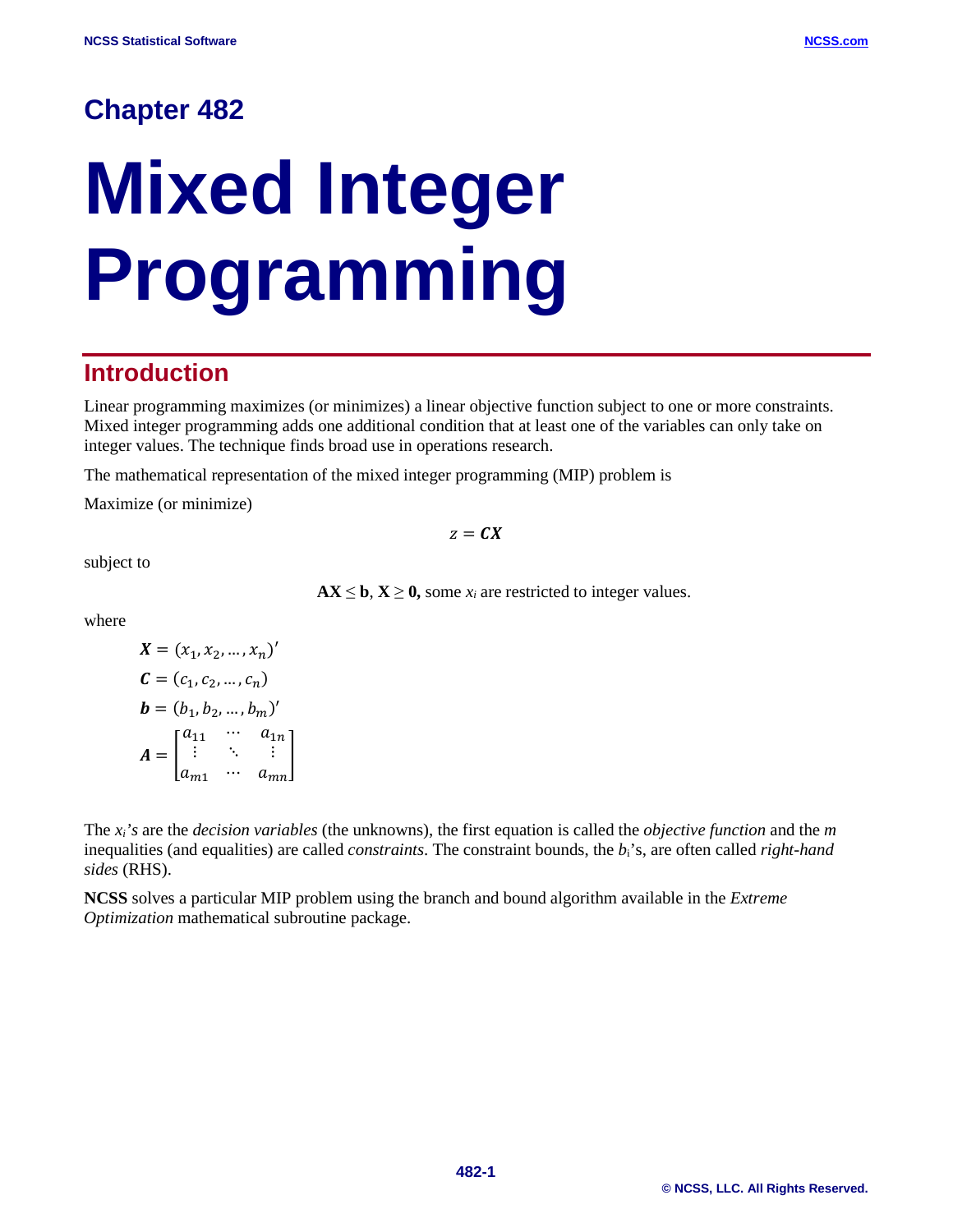# Chapter 482

# Mixed Integer Programming

## Introduction

Linear programming maximizes (or minimizes) a linear objective function subject to one or more constraints. Mixed integer programming adds one additional condition that at least one of the variables can only take on integer values. The technique finds broad use in operations research.

The mathematical representation of the mixed integer programming (MIP) problem is

Maximize (or minimize)

$$z = \boldsymbol{C}\boldsymbol{X}$$

subject to

$$\mathbf{AX} \leq \mathbf{b},\ \mathbf{X} \geq \mathbf{0},\ \text{some } x_i \text{ are restricted to integer values.}$$

where

$$\boldsymbol{X} = (x_1, x_2, \dots, x_n)'$$

$$\boldsymbol{C} = (c_1, c_2, \dots, c_n)$$

$$\boldsymbol{b} = (b_1, b_2, \dots, b_m)'$$

$$\boldsymbol{A} = \begin{bmatrix} a_{11} & \cdots & a_{1n} \\ \vdots & \ddots & \vdots \\ a_{m1} & \cdots & a_{mn} \end{bmatrix}$$

The $x_i$*'s* are the *decision variables* (the unknowns), the first equation is called the *objective function* and the $m$ inequalities (and equalities) are called *constraints*. The constraint bounds, the $b_i$'s, are often called *right-hand sides* (RHS).

**NCSS** solves a particular MIP problem using the branch and bound algorithm available in the *Extreme Optimization* mathematical subroutine package.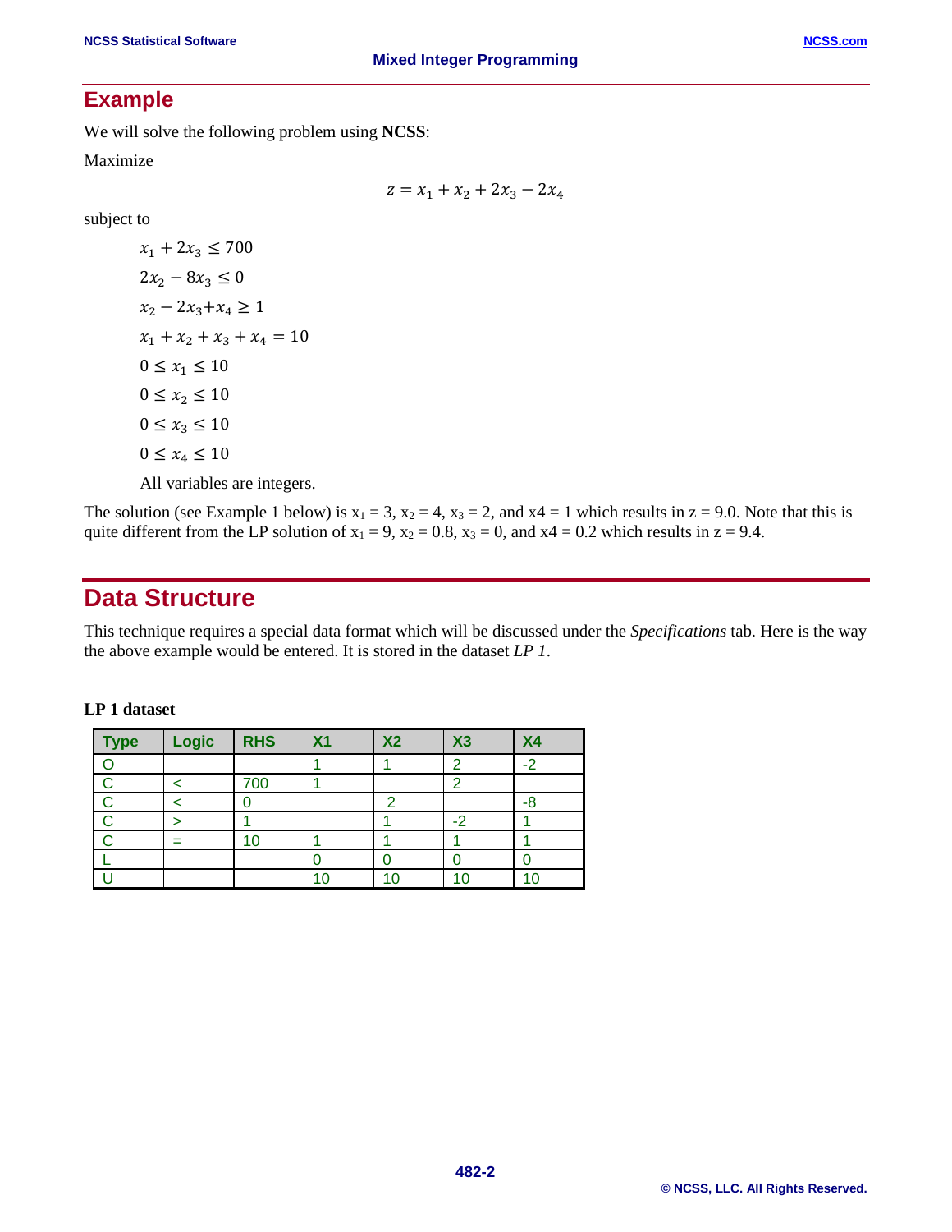## Example

We will solve the following problem using **NCSS**:

Maximize

$$z = x_1 + x_2 + 2x_3 - 2x_4$$

subject to

$$x_1 + 2x_3 \leq 700$$

$$2x_2 - 8x_3 \leq 0$$

$$x_2 - 2x_3 + x_4 \geq 1$$

$$x_1 + x_2 + x_3 + x_4 = 10$$

$$0 \leq x_1 \leq 10$$

$$0 \leq x_2 \leq 10$$

$$0 \leq x_3 \leq 10$$

$$0 \leq x_4 \leq 10$$

All variables are integers.

The solution (see Example 1 below) is $x_1 = 3$, $x_2 = 4$, $x_3 = 2$, and x4 = 1 which results in z = 9.0. Note that this is quite different from the LP solution of $x_1 = 9$, $x_2 = 0.8$, $x_3 = 0$, and x4 = 0.2 which results in z = 9.4.

## Data Structure

This technique requires a special data format which will be discussed under the *Specifications* tab. Here is the way the above example would be entered. It is stored in the dataset *LP 1*.

**LP 1 dataset**

| Type | Logic | RHS | X1 | X2 | X3 | X4 |
|---|---|---|---|---|---|---|
| O | | | 1 | 1 | 2 | -2 |
| C | < | 700 | 1 | | 2 | |
| C | < | 0 | | 2 | | -8 |
| C | > | 1 | | 1 | -2 | 1 |
| C | = | 10 | 1 | 1 | 1 | 1 |
| L | | | 0 | 0 | 0 | 0 |
| U | | | 10 | 10 | 10 | 10 |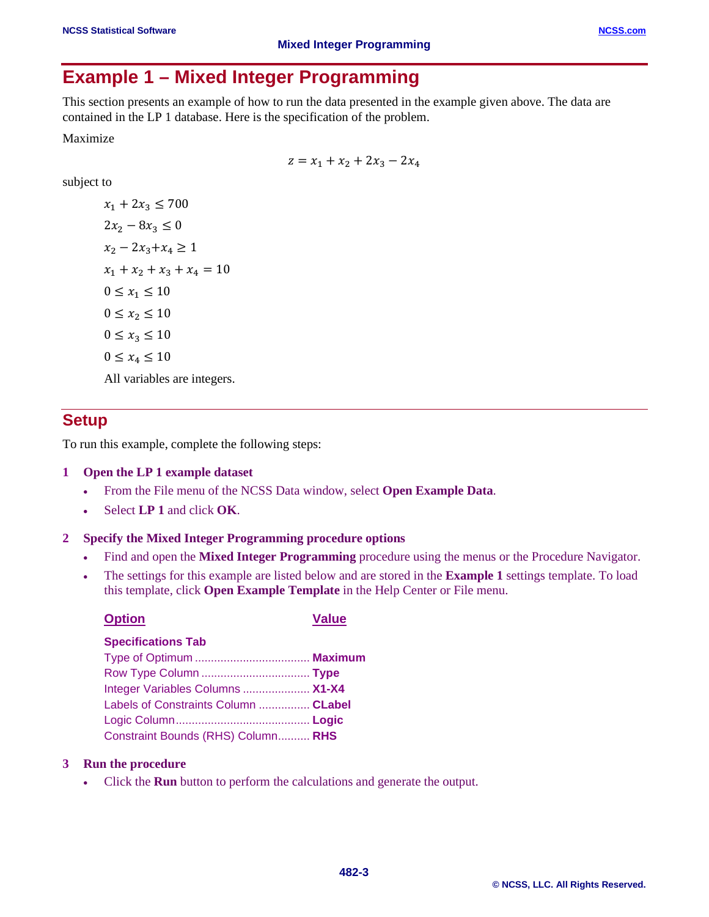# Example 1 – Mixed Integer Programming

This section presents an example of how to run the data presented in the example given above. The data are contained in the LP 1 database. Here is the specification of the problem.

Maximize

$$z = x_1 + x_2 + 2x_3 - 2x_4$$

subject to

$$x_1 + 2x_3 \leq 700$$

$$2x_2 - 8x_3 \leq 0$$

$$x_2 - 2x_3 + x_4 \geq 1$$

$$x_1 + x_2 + x_3 + x_4 = 10$$

$$0 \leq x_1 \leq 10$$

$$0 \leq x_2 \leq 10$$

$$0 \leq x_3 \leq 10$$

$$0 \leq x_4 \leq 10$$

All variables are integers.

## Setup

To run this example, complete the following steps:

**1 Open the LP 1 example dataset**

- From the File menu of the NCSS Data window, select **Open Example Data**.
- Select **LP 1** and click **OK**.

**2 Specify the Mixed Integer Programming procedure options**

- Find and open the **Mixed Integer Programming** procedure using the menus or the Procedure Navigator.
- The settings for this example are listed below and are stored in the **Example 1** settings template. To load this template, click **Open Example Template** in the Help Center or File menu.

| Option | Value |
|---|---|
| **Specifications Tab** | |
| Type of Optimum | **Maximum** |
| Row Type Column | **Type** |
| Integer Variables Columns | **X1-X4** |
| Labels of Constraints Column | **CLabel** |
| Logic Column | **Logic** |
| Constraint Bounds (RHS) Column | **RHS** |

**3 Run the procedure**

- Click the **Run** button to perform the calculations and generate the output.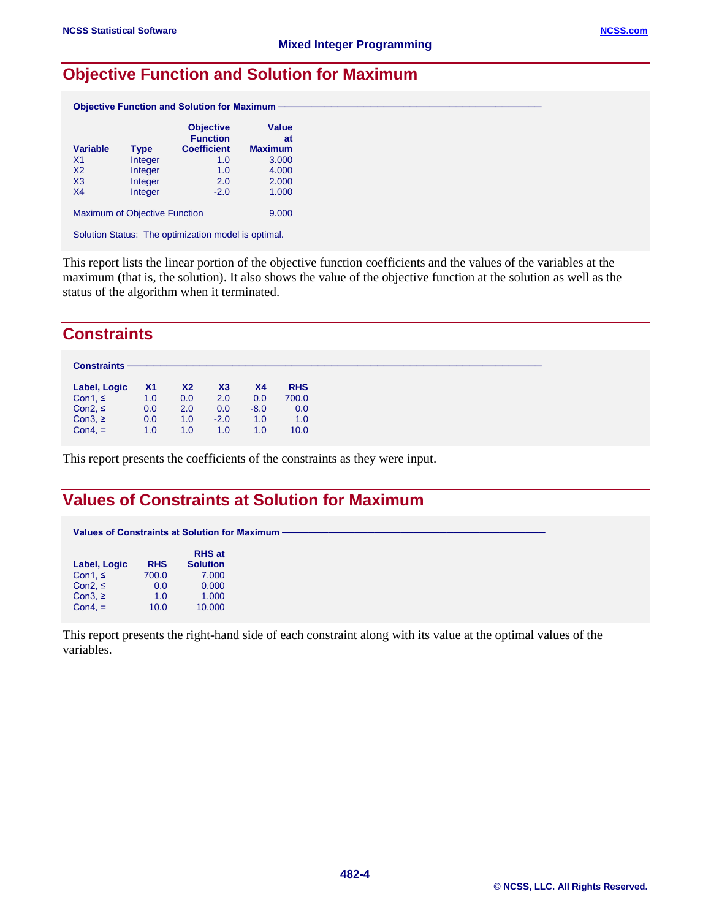## Objective Function and Solution for Maximum

**Objective Function and Solution for Maximum**

| Variable | Type | Objective Function Coefficient | Value at Maximum |
|---|---|---|---|
| X1 | Integer | 1.0 | 3.000 |
| X2 | Integer | 1.0 | 4.000 |
| X3 | Integer | 2.0 | 2.000 |
| X4 | Integer | -2.0 | 1.000 |

Maximum of Objective Function 9.000

Solution Status: The optimization model is optimal.

This report lists the linear portion of the objective function coefficients and the values of the variables at the maximum (that is, the solution). It also shows the value of the objective function at the solution as well as the status of the algorithm when it terminated.

## Constraints

**Constraints**

| Label, Logic | X1 | X2 | X3 | X4 | RHS |
|---|---|---|---|---|---|
| Con1, ≤ | 1.0 | 0.0 | 2.0 | 0.0 | 700.0 |
| Con2, ≤ | 0.0 | 2.0 | 0.0 | -8.0 | 0.0 |
| Con3, ≥ | 0.0 | 1.0 | -2.0 | 1.0 | 1.0 |
| Con4, = | 1.0 | 1.0 | 1.0 | 1.0 | 10.0 |

This report presents the coefficients of the constraints as they were input.

## Values of Constraints at Solution for Maximum

**Values of Constraints at Solution for Maximum**

| Label, Logic | RHS | RHS at Solution |
|---|---|---|
| Con1, ≤ | 700.0 | 7.000 |
| Con2, ≤ | 0.0 | 0.000 |
| Con3, ≥ | 1.0 | 1.000 |
| Con4, = | 10.0 | 10.000 |

This report presents the right-hand side of each constraint along with its value at the optimal values of the variables.